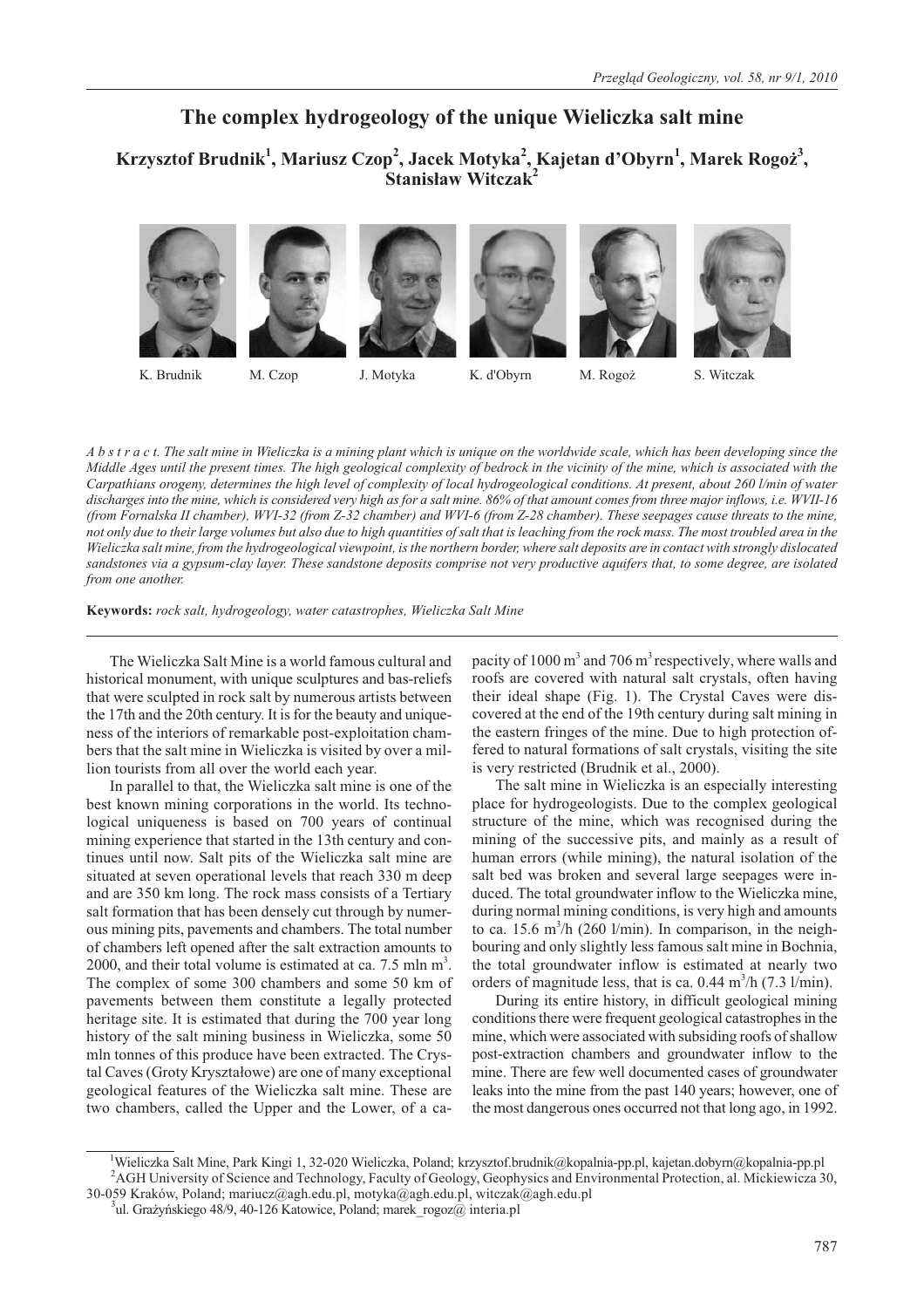# The complex hydrogeology of the unique Wieliczka salt mine

**Krzysztof Brudnik[1], Mariusz Czop[2], Jacek Motyka[2], Kajetan d'Obyrn[1], Marek Rogoż[3], Stanisław Witczak[2]**

K. Brudnik M. Czop J. Motyka K. d'Obyrn M. Rogoż S. Witczak

*A b s t r a c t. The salt mine in Wieliczka is a mining plant which is unique on the worldwide scale, which has been developing since the Middle Ages until the present times. The high geological complexity of bedrock in the vicinity of the mine, which is associated with the Carpathians orogeny, determines the high level of complexity of local hydrogeological conditions. At present, about 260 l/min of water discharges into the mine, which is considered very high as for a salt mine. 86% of that amount comes from three major inflows, i.e. WVII-16 (from Fornalska II chamber), WVI-32 (from Z-32 chamber) and WVI-6 (from Z-28 chamber). These seepages cause threats to the mine, not only due to their large volumes but also due to high quantities of salt that is leaching from the rock mass. The most troubled area in the Wieliczka salt mine, from the hydrogeological viewpoint, is the northern border, where salt deposits are in contact with strongly dislocated sandstones via a gypsum-clay layer. These sandstone deposits comprise not very productive aquifers that, to some degree, are isolated from one another.*

**Keywords:** *rock salt, hydrogeology, water catastrophes, Wieliczka Salt Mine*

The Wieliczka Salt Mine is a world famous cultural and historical monument, with unique sculptures and bas-reliefs that were sculpted in rock salt by numerous artists between the 17th and the 20th century. It is for the beauty and uniqueness of the interiors of remarkable post-exploitation chambers that the salt mine in Wieliczka is visited by over a million tourists from all over the world each year.

In parallel to that, the Wieliczka salt mine is one of the best known mining corporations in the world. Its technological uniqueness is based on 700 years of continual mining experience that started in the 13th century and continues until now. Salt pits of the Wieliczka salt mine are situated at seven operational levels that reach 330 m deep and are 350 km long. The rock mass consists of a Tertiary salt formation that has been densely cut through by numerous mining pits, pavements and chambers. The total number of chambers left opened after the salt extraction amounts to 2000, and their total volume is estimated at ca. 7.5 mln m$^3$. The complex of some 300 chambers and some 50 km of pavements between them constitute a legally protected heritage site. It is estimated that during the 700 year long history of the salt mining business in Wieliczka, some 50 mln tonnes of this produce have been extracted. The Crystal Caves (Groty Kryształowe) are one of many exceptional geological features of the Wieliczka salt mine. These are two chambers, called the Upper and the Lower, of a capacity of 1000 m$^3$ and 706 m$^3$ respectively, where walls and roofs are covered with natural salt crystals, often having their ideal shape (Fig. 1). The Crystal Caves were discovered at the end of the 19th century during salt mining in the eastern fringes of the mine. Due to high protection offered to natural formations of salt crystals, visiting the site is very restricted (Brudnik et al., 2000).

The salt mine in Wieliczka is an especially interesting place for hydrogeologists. Due to the complex geological structure of the mine, which was recognised during the mining of the successive pits, and mainly as a result of human errors (while mining), the natural isolation of the salt bed was broken and several large seepages were induced. The total groundwater inflow to the Wieliczka mine, during normal mining conditions, is very high and amounts to ca. 15.6 m$^3$/h (260 l/min). In comparison, in the neighbouring and only slightly less famous salt mine in Bochnia, the total groundwater inflow is estimated at nearly two orders of magnitude less, that is ca. 0.44 m$^3$/h (7.3 l/min).

During its entire history, in difficult geological mining conditions there were frequent geological catastrophes in the mine, which were associated with subsiding roofs of shallow post-extraction chambers and groundwater inflow to the mine. There are few well documented cases of groundwater leaks into the mine from the past 140 years; however, one of the most dangerous ones occurred not that long ago, in 1992.

[1]Wieliczka Salt Mine, Park Kingi 1, 32-020 Wieliczka, Poland; krzysztof.brudnik@kopalnia-pp.pl, kajetan.dobyrn@kopalnia-pp.pl
[2]AGH University of Science and Technology, Faculty of Geology, Geophysics and Environmental Protection, al. Mickiewicza 30, 30-059 Kraków, Poland; mariucz@agh.edu.pl, motyka@agh.edu.pl, witczak@agh.edu.pl
[3]ul. Grażyńskiego 48/9, 40-126 Katowice, Poland; marek_rogoz@ interia.pl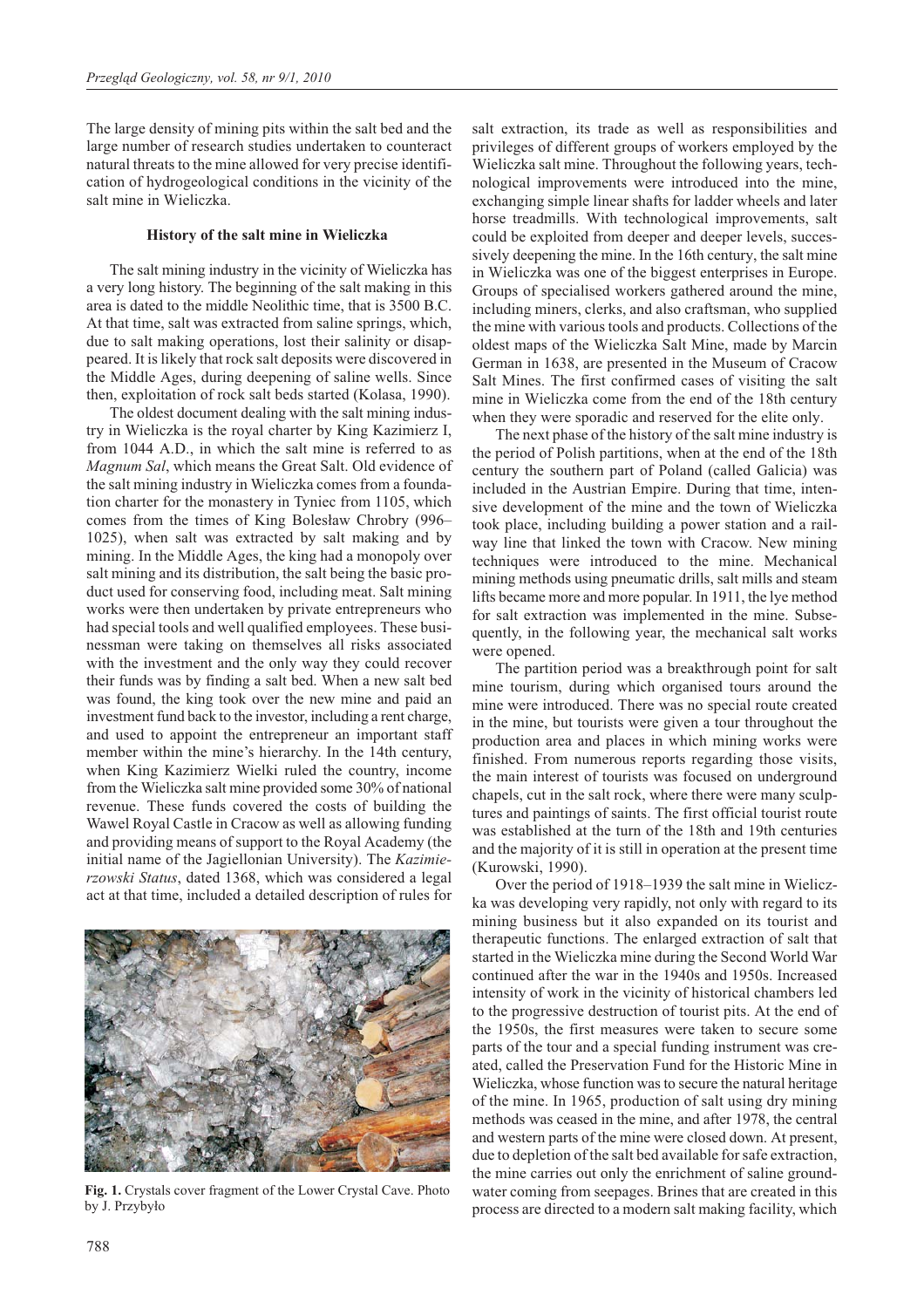The large density of mining pits within the salt bed and the large number of research studies undertaken to counteract natural threats to the mine allowed for very precise identification of hydrogeological conditions in the vicinity of the salt mine in Wieliczka.

### History of the salt mine in Wieliczka

The salt mining industry in the vicinity of Wieliczka has a very long history. The beginning of the salt making in this area is dated to the middle Neolithic time, that is 3500 B.C. At that time, salt was extracted from saline springs, which, due to salt making operations, lost their salinity or disappeared. It is likely that rock salt deposits were discovered in the Middle Ages, during deepening of saline wells. Since then, exploitation of rock salt beds started (Kolasa, 1990).

The oldest document dealing with the salt mining industry in Wieliczka is the royal charter by King Kazimierz I, from 1044 A.D., in which the salt mine is referred to as *Magnum Sal*, which means the Great Salt. Old evidence of the salt mining industry in Wieliczka comes from a foundation charter for the monastery in Tyniec from 1105, which comes from the times of King Bolesław Chrobry (996–1025), when salt was extracted by salt making and by mining. In the Middle Ages, the king had a monopoly over salt mining and its distribution, the salt being the basic product used for conserving food, including meat. Salt mining works were then undertaken by private entrepreneurs who had special tools and well qualified employees. These businessman were taking on themselves all risks associated with the investment and the only way they could recover their funds was by finding a salt bed. When a new salt bed was found, the king took over the new mine and paid an investment fund back to the investor, including a rent charge, and used to appoint the entrepreneur an important staff member within the mine's hierarchy. In the 14th century, when King Kazimierz Wielki ruled the country, income from the Wieliczka salt mine provided some 30% of national revenue. These funds covered the costs of building the Wawel Royal Castle in Cracow as well as allowing funding and providing means of support to the Royal Academy (the initial name of the Jagiellonian University). The *Kazimierzowski Status*, dated 1368, which was considered a legal act at that time, included a detailed description of rules for salt extraction, its trade as well as responsibilities and privileges of different groups of workers employed by the Wieliczka salt mine. Throughout the following years, technological improvements were introduced into the mine, exchanging simple linear shafts for ladder wheels and later horse treadmills. With technological improvements, salt could be exploited from deeper and deeper levels, successively deepening the mine. In the 16th century, the salt mine in Wieliczka was one of the biggest enterprises in Europe. Groups of specialised workers gathered around the mine, including miners, clerks, and also craftsman, who supplied the mine with various tools and products. Collections of the oldest maps of the Wieliczka Salt Mine, made by Marcin German in 1638, are presented in the Museum of Cracow Salt Mines. The first confirmed cases of visiting the salt mine in Wieliczka come from the end of the 18th century when they were sporadic and reserved for the elite only.

**Fig. 1.** Crystals cover fragment of the Lower Crystal Cave. Photo by J. Przybyło

The next phase of the history of the salt mine industry is the period of Polish partitions, when at the end of the 18th century the southern part of Poland (called Galicia) was included in the Austrian Empire. During that time, intensive development of the mine and the town of Wieliczka took place, including building a power station and a railway line that linked the town with Cracow. New mining techniques were introduced to the mine. Mechanical mining methods using pneumatic drills, salt mills and steam lifts became more and more popular. In 1911, the lye method for salt extraction was implemented in the mine. Subsequently, in the following year, the mechanical salt works were opened.

The partition period was a breakthrough point for salt mine tourism, during which organised tours around the mine were introduced. There was no special route created in the mine, but tourists were given a tour throughout the production area and places in which mining works were finished. From numerous reports regarding those visits, the main interest of tourists was focused on underground chapels, cut in the salt rock, where there were many sculptures and paintings of saints. The first official tourist route was established at the turn of the 18th and 19th centuries and the majority of it is still in operation at the present time (Kurowski, 1990).

Over the period of 1918–1939 the salt mine in Wieliczka was developing very rapidly, not only with regard to its mining business but it also expanded on its tourist and therapeutic functions. The enlarged extraction of salt that started in the Wieliczka mine during the Second World War continued after the war in the 1940s and 1950s. Increased intensity of work in the vicinity of historical chambers led to the progressive destruction of tourist pits. At the end of the 1950s, the first measures were taken to secure some parts of the tour and a special funding instrument was created, called the Preservation Fund for the Historic Mine in Wieliczka, whose function was to secure the natural heritage of the mine. In 1965, production of salt using dry mining methods was ceased in the mine, and after 1978, the central and western parts of the mine were closed down. At present, due to depletion of the salt bed available for safe extraction, the mine carries out only the enrichment of saline groundwater coming from seepages. Brines that are created in this process are directed to a modern salt making facility, which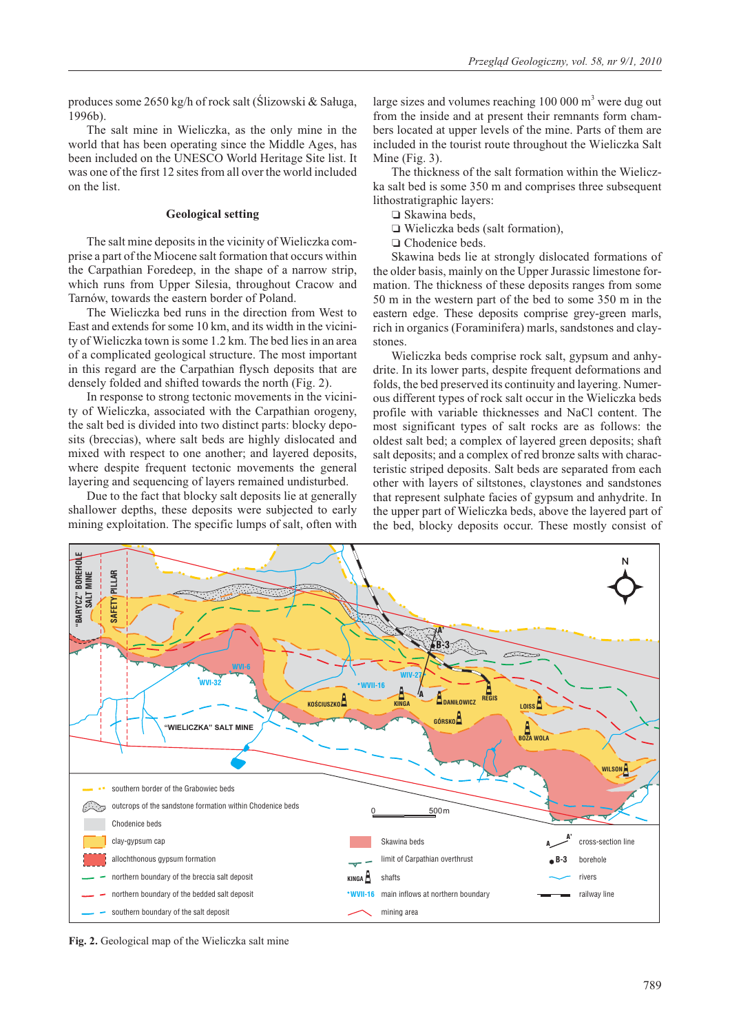produces some 2650 kg/h of rock salt (Ślizowski & Saługa, 1996b).

The salt mine in Wieliczka, as the only mine in the world that has been operating since the Middle Ages, has been included on the UNESCO World Heritage Site list. It was one of the first 12 sites from all over the world included on the list.

### Geological setting

The salt mine deposits in the vicinity of Wieliczka comprise a part of the Miocene salt formation that occurs within the Carpathian Foredeep, in the shape of a narrow strip, which runs from Upper Silesia, throughout Cracow and Tarnów, towards the eastern border of Poland.

The Wieliczka bed runs in the direction from West to East and extends for some 10 km, and its width in the vicinity of Wieliczka town is some 1.2 km. The bed lies in an area of a complicated geological structure. The most important in this regard are the Carpathian flysch deposits that are densely folded and shifted towards the north (Fig. 2).

In response to strong tectonic movements in the vicinity of Wieliczka, associated with the Carpathian orogeny, the salt bed is divided into two distinct parts: blocky deposits (breccias), where salt beds are highly dislocated and mixed with respect to one another; and layered deposits, where despite frequent tectonic movements the general layering and sequencing of layers remained undisturbed.

Due to the fact that blocky salt deposits lie at generally shallower depths, these deposits were subjected to early mining exploitation. The specific lumps of salt, often with large sizes and volumes reaching 100 000 m$^3$ were dug out from the inside and at present their remnants form chambers located at upper levels of the mine. Parts of them are included in the tourist route throughout the Wieliczka Salt Mine (Fig. 3).

The thickness of the salt formation within the Wieliczka salt bed is some 350 m and comprises three subsequent lithostratigraphic layers:

- ❑ Skawina beds,
- ❑ Wieliczka beds (salt formation),
- ❑ Chodenice beds.

Skawina beds lie at strongly dislocated formations of the older basis, mainly on the Upper Jurassic limestone formation. The thickness of these deposits ranges from some 50 m in the western part of the bed to some 350 m in the eastern edge. These deposits comprise grey-green marls, rich in organics (Foraminifera) marls, sandstones and claystones.

Wieliczka beds comprise rock salt, gypsum and anhydrite. In its lower parts, despite frequent deformations and folds, the bed preserved its continuity and layering. Numerous different types of rock salt occur in the Wieliczka beds profile with variable thicknesses and NaCl content. The most significant types of salt rocks are as follows: the oldest salt bed; a complex of layered green deposits; shaft salt deposits; and a complex of red bronze salts with characteristic striped deposits. Salt beds are separated from each other with layers of siltstones, claystones and sandstones that represent sulphate facies of gypsum and anhydrite. In the upper part of Wieliczka beds, above the layered part of the bed, blocky deposits occur. These mostly consist of

**Fig. 2.** Geological map of the Wieliczka salt mine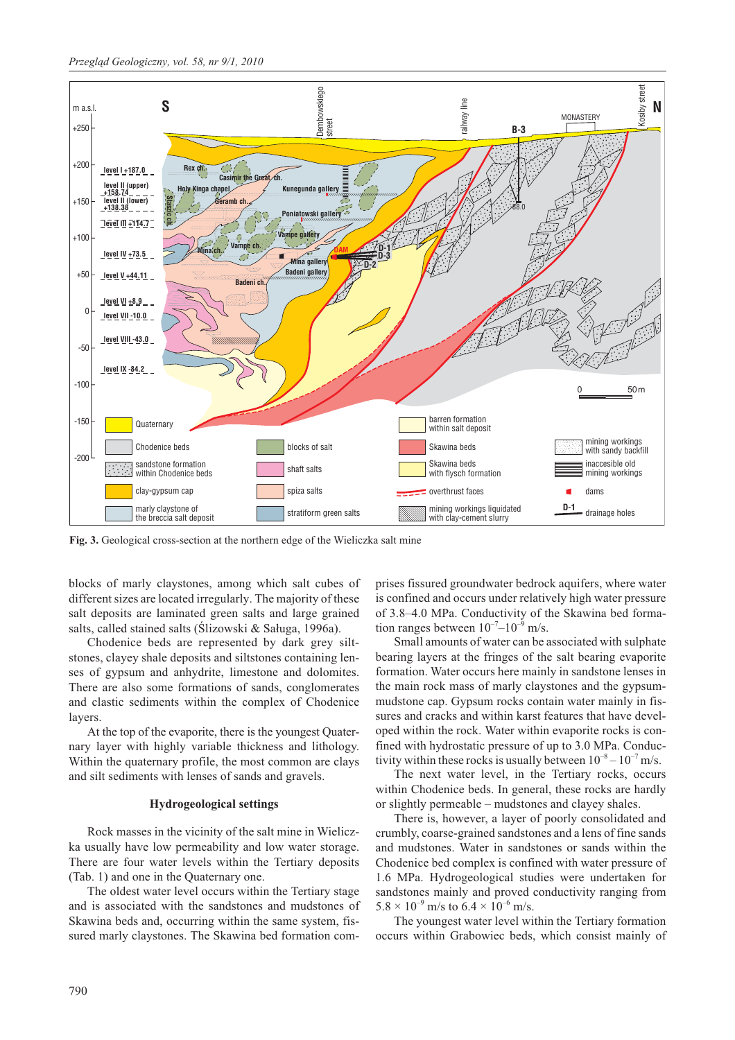**Fig. 3.** Geological cross-section at the northern edge of the Wieliczka salt mine

blocks of marly claystones, among which salt cubes of different sizes are located irregularly. The majority of these salt deposits are laminated green salts and large grained salts, called stained salts (Ślizowski & Saługa, 1996a).

Chodenice beds are represented by dark grey siltstones, clayey shale deposits and siltstones containing lenses of gypsum and anhydrite, limestone and dolomites. There are also some formations of sands, conglomerates and clastic sediments within the complex of Chodenice layers.

At the top of the evaporite, there is the youngest Quaternary layer with highly variable thickness and lithology. Within the quaternary profile, the most common are clays and silt sediments with lenses of sands and gravels.

## Hydrogeological settings

Rock masses in the vicinity of the salt mine in Wieliczka usually have low permeability and low water storage. There are four water levels within the Tertiary deposits (Tab. 1) and one in the Quaternary one.

The oldest water level occurs within the Tertiary stage and is associated with the sandstones and mudstones of Skawina beds and, occurring within the same system, fissured marly claystones. The Skawina bed formation comprises fissured groundwater bedrock aquifers, where water is confined and occurs under relatively high water pressure of 3.8–4.0 MPa. Conductivity of the Skawina bed formation ranges between $10^{-7}$–$10^{-9}$ m/s.

Small amounts of water can be associated with sulphate bearing layers at the fringes of the salt bearing evaporite formation. Water occurs here mainly in sandstone lenses in the main rock mass of marly claystones and the gypsum-mudstone cap. Gypsum rocks contain water mainly in fissures and cracks and within karst features that have developed within the rock. Water within evaporite rocks is confined with hydrostatic pressure of up to 3.0 MPa. Conductivity within these rocks is usually between $10^{-8}$ – $10^{-7}$ m/s.

The next water level, in the Tertiary rocks, occurs within Chodenice beds. In general, these rocks are hardly or slightly permeable – mudstones and clayey shales.

There is, however, a layer of poorly consolidated and crumbly, coarse-grained sandstones and a lens of fine sands and mudstones. Water in sandstones or sands within the Chodenice bed complex is confined with water pressure of 1.6 MPa. Hydrogeological studies were undertaken for sandstones mainly and proved conductivity ranging from $5.8 \times 10^{-9}$ m/s to $6.4 \times 10^{-6}$ m/s.

The youngest water level within the Tertiary formation occurs within Grabowiec beds, which consist mainly of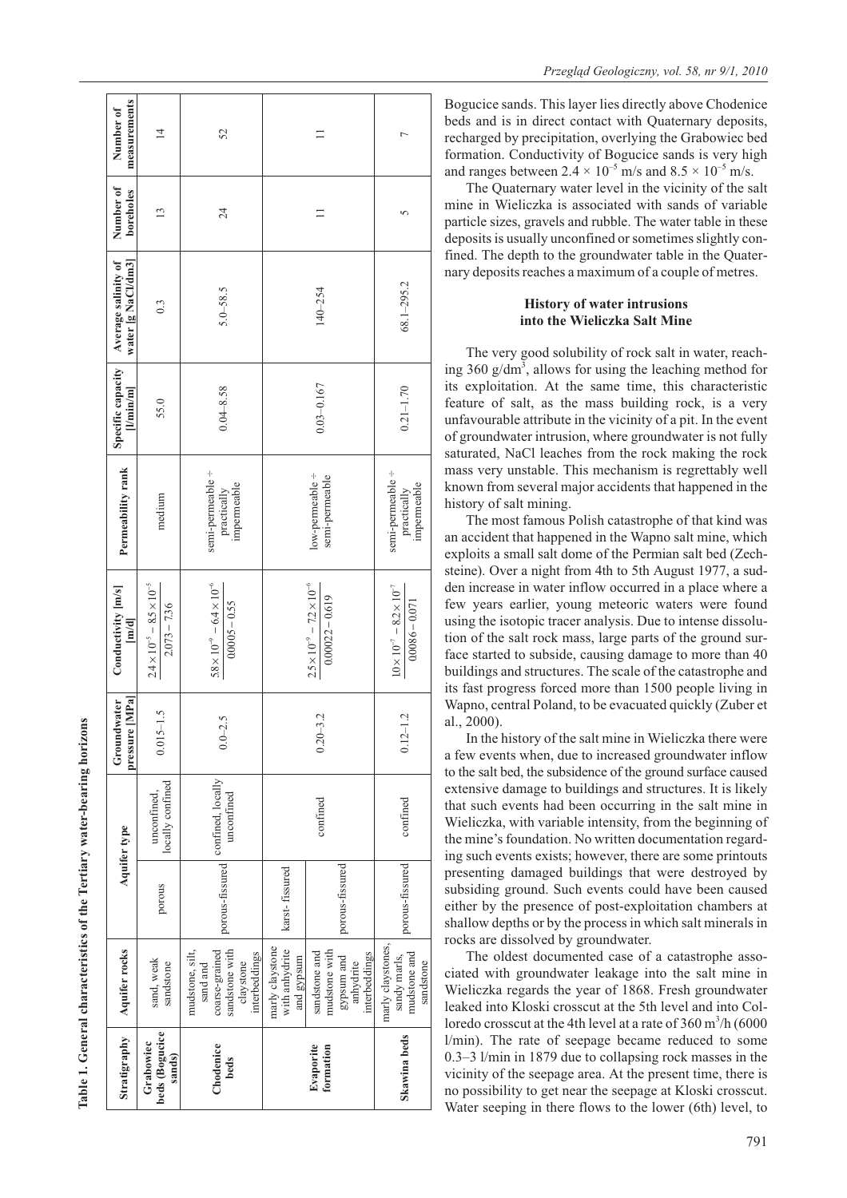**Table 1. General characteristics of the Tertiary water-bearing horizons**

| Stratigraphy | Aquifer rocks | Aquifer type | | Groundwater pressure [MPa] | Conductivity [m/s] / [m/d] | Permeability rank | Specific capacity [l/min/m] | Average salinity of water [g NaCl/dm3] | Number of boreholes | Number of measurements |
|---|---|---|---|---|---|---|---|---|---|---|
| Grabowiec beds (Bogucice sands) | sand, weak sandstone | porous | unconfined, locally confined | 0.015–1.5 | $\frac{2.4\times10^{-5}-8.5\times10^{-5}}{2.073-7.36}$ | medium | 55.0 | 0.3 | 13 | 14 |
| Chodenice beds | mudstone, silt, sand and coarse-grained sandstone with claystone interbeddings | porous-fissured | confined, locally unconfined | 0.0–2.5 | $\frac{5.8\times10^{-9}-6.4\times10^{-6}}{0.0005-0.55}$ | semi-permeable ÷ practically impermeable | 0.04–8.58 | 5.0–58.5 | 24 | 52 |
| Evaporite formation | marly claystone with anhydrite and gypsum | karst-fissured | confined | 0.20–3.2 | $\frac{2.5\times10^{-9}-7.2\times10^{-6}}{0.00022-0.619}$ | low-permeable ÷ semi-permeable | 0.03–0.167 | 140–254 | 11 | 11 |
| | sandstone and mudstone with gypsum and anhydrite interbeddings | porous-fissured | | | | | | | | |
| Skawina beds | marly claystones, sandy marls, mudstone and sandstone | porous-fissured | confined | 0.12–1.2 | $\frac{10\times10^{-7}-8.2\times10^{-7}}{0.0086-0.071}$ | semi-permeable ÷ practically impermeable | 0.21–1.70 | 68.1–295.2 | 5 | 7 |

Bogucice sands. This layer lies directly above Chodenice beds and is in direct contact with Quaternary deposits, recharged by precipitation, overlying the Grabowiec bed formation. Conductivity of Bogucice sands is very high and ranges between $2.4 \times 10^{-5}$ m/s and $8.5 \times 10^{-5}$ m/s.

The Quaternary water level in the vicinity of the salt mine in Wieliczka is associated with sands of variable particle sizes, gravels and rubble. The water table in these deposits is usually unconfined or sometimes slightly confined. The depth to the groundwater table in the Quaternary deposits reaches a maximum of a couple of metres.

### History of water intrusions into the Wieliczka Salt Mine

The very good solubility of rock salt in water, reaching 360 g/dm$^3$, allows for using the leaching method for its exploitation. At the same time, this characteristic feature of salt, as the mass building rock, is a very unfavourable attribute in the vicinity of a pit. In the event of groundwater intrusion, where groundwater is not fully saturated, NaCl leaches from the rock making the rock mass very unstable. This mechanism is regrettably well known from several major accidents that happened in the history of salt mining.

The most famous Polish catastrophe of that kind was an accident that happened in the Wapno salt mine, which exploits a small salt dome of the Permian salt bed (Zechsteine). Over a night from 4th to 5th August 1977, a sudden increase in water inflow occurred in a place where a few years earlier, young meteoric waters were found using the isotopic tracer analysis. Due to intense dissolution of the salt rock mass, large parts of the ground surface started to subside, causing damage to more than 40 buildings and structures. The scale of the catastrophe and its fast progress forced more than 1500 people living in Wapno, central Poland, to be evacuated quickly (Zuber et al., 2000).

In the history of the salt mine in Wieliczka there were a few events when, due to increased groundwater inflow to the salt bed, the subsidence of the ground surface caused extensive damage to buildings and structures. It is likely that such events had been occurring in the salt mine in Wieliczka, with variable intensity, from the beginning of the mine's foundation. No written documentation regarding such events exists; however, there are some printouts presenting damaged buildings that were destroyed by subsiding ground. Such events could have been caused either by the presence of post-exploitation chambers at shallow depths or by the process in which salt minerals in rocks are dissolved by groundwater.

The oldest documented case of a catastrophe associated with groundwater leakage into the salt mine in Wieliczka regards the year of 1868. Fresh groundwater leaked into Kloski crosscut at the 5th level and into Colloredo crosscut at the 4th level at a rate of 360 m$^3$/h (6000 l/min). The rate of seepage became reduced to some 0.3–3 l/min in 1879 due to collapsing rock masses in the vicinity of the seepage area. At the present time, there is no possibility to get near the seepage at Kloski crosscut. Water seeping in there flows to the lower (6th) level, to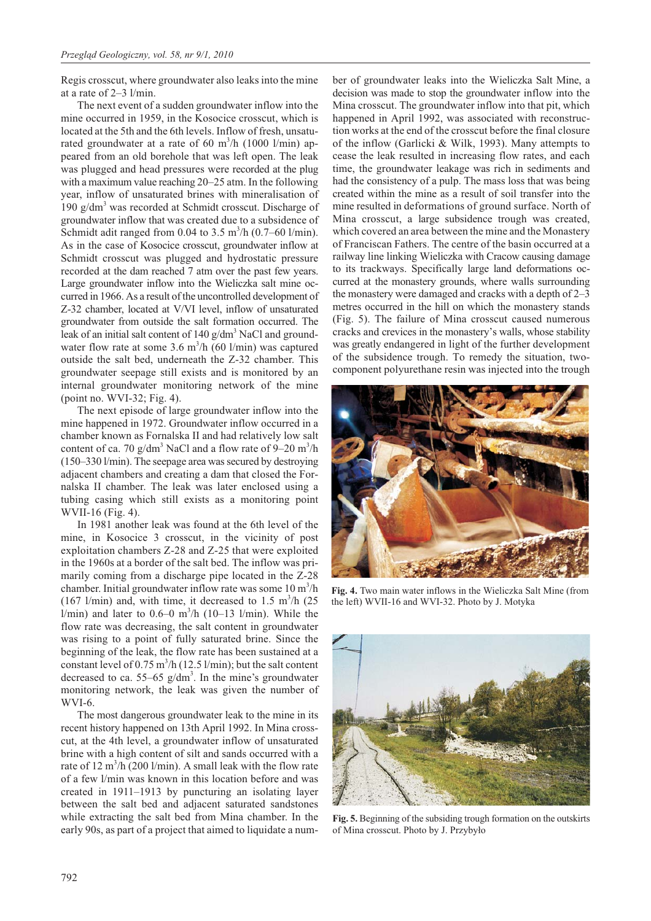Regis crosscut, where groundwater also leaks into the mine at a rate of 2–3 l/min.

The next event of a sudden groundwater inflow into the mine occurred in 1959, in the Kosocice crosscut, which is located at the 5th and the 6th levels. Inflow of fresh, unsaturated groundwater at a rate of 60 $m^3/h$ (1000 l/min) appeared from an old borehole that was left open. The leak was plugged and head pressures were recorded at the plug with a maximum value reaching 20–25 atm. In the following year, inflow of unsaturated brines with mineralisation of 190 $g/dm^3$ was recorded at Schmidt crosscut. Discharge of groundwater inflow that was created due to a subsidence of Schmidt adit ranged from 0.04 to 3.5 $m^3/h$ (0.7–60 l/min). As in the case of Kosocice crosscut, groundwater inflow at Schmidt crosscut was plugged and hydrostatic pressure recorded at the dam reached 7 atm over the past few years. Large groundwater inflow into the Wieliczka salt mine occurred in 1966. As a result of the uncontrolled development of Z-32 chamber, located at V/VI level, inflow of unsaturated groundwater from outside the salt formation occurred. The leak of an initial salt content of 140 $g/dm^3$ NaCl and groundwater flow rate at some 3.6 $m^3/h$ (60 l/min) was captured outside the salt bed, underneath the Z-32 chamber. This groundwater seepage still exists and is monitored by an internal groundwater monitoring network of the mine (point no. WVI-32; Fig. 4).

The next episode of large groundwater inflow into the mine happened in 1972. Groundwater inflow occurred in a chamber known as Fornalska II and had relatively low salt content of ca. 70 $g/dm^3$ NaCl and a flow rate of 9–20 $m^3/h$ (150–330 l/min). The seepage area was secured by destroying adjacent chambers and creating a dam that closed the Fornalska II chamber. The leak was later enclosed using a tubing casing which still exists as a monitoring point WVII-16 (Fig. 4).

In 1981 another leak was found at the 6th level of the mine, in Kosocice 3 crosscut, in the vicinity of post exploitation chambers Z-28 and Z-25 that were exploited in the 1960s at a border of the salt bed. The inflow was primarily coming from a discharge pipe located in the Z-28 chamber. Initial groundwater inflow rate was some 10 $m^3/h$ (167 l/min) and, with time, it decreased to 1.5 $m^3/h$ (25 l/min) and later to 0.6–0 $m^3/h$ (10–13 l/min). While the flow rate was decreasing, the salt content in groundwater was rising to a point of fully saturated brine. Since the beginning of the leak, the flow rate has been sustained at a constant level of 0.75 $m^3/h$ (12.5 l/min); but the salt content decreased to ca. 55–65 $g/dm^3$. In the mine's groundwater monitoring network, the leak was given the number of WVI-6.

The most dangerous groundwater leak to the mine in its recent history happened on 13th April 1992. In Mina crosscut, at the 4th level, a groundwater inflow of unsaturated brine with a high content of silt and sands occurred with a rate of 12 $m^3/h$ (200 l/min). A small leak with the flow rate of a few l/min was known in this location before and was created in 1911–1913 by puncturing an isolating layer between the salt bed and adjacent saturated sandstones while extracting the salt bed from Mina chamber. In the early 90s, as part of a project that aimed to liquidate a number of groundwater leaks into the Wieliczka Salt Mine, a decision was made to stop the groundwater inflow into the Mina crosscut. The groundwater inflow into that pit, which happened in April 1992, was associated with reconstruction works at the end of the crosscut before the final closure of the inflow (Garlicki & Wilk, 1993). Many attempts to cease the leak resulted in increasing flow rates, and each time, the groundwater leakage was rich in sediments and had the consistency of a pulp. The mass loss that was being created within the mine as a result of soil transfer into the mine resulted in deformations of ground surface. North of Mina crosscut, a large subsidence trough was created, which covered an area between the mine and the Monastery of Franciscan Fathers. The centre of the basin occurred at a railway line linking Wieliczka with Cracow causing damage to its trackways. Specifically large land deformations occurred at the monastery grounds, where walls surrounding the monastery were damaged and cracks with a depth of 2–3 metres occurred in the hill on which the monastery stands (Fig. 5). The failure of Mina crosscut caused numerous cracks and crevices in the monastery's walls, whose stability was greatly endangered in light of the further development of the subsidence trough. To remedy the situation, two-component polyurethane resin was injected into the trough

**Fig. 4.** Two main water inflows in the Wieliczka Salt Mine (from the left) WVII-16 and WVI-32. Photo by J. Motyka

**Fig. 5.** Beginning of the subsiding trough formation on the outskirts of Mina crosscut. Photo by J. Przybyło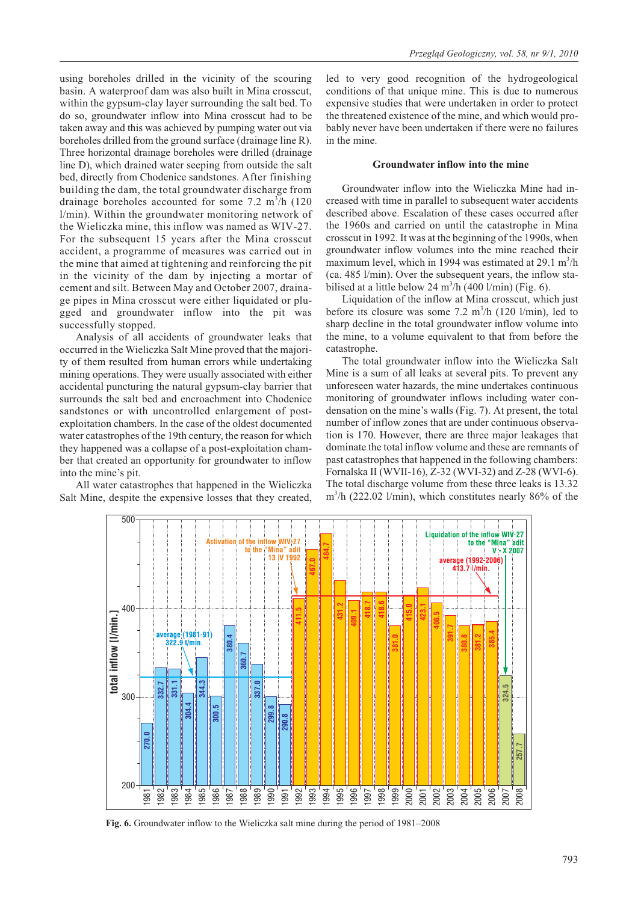using boreholes drilled in the vicinity of the scouring basin. A waterproof dam was also built in Mina crosscut, within the gypsum-clay layer surrounding the salt bed. To do so, groundwater inflow into Mina crosscut had to be taken away and this was achieved by pumping water out via boreholes drilled from the ground surface (drainage line R). Three horizontal drainage boreholes were drilled (drainage line D), which drained water seeping from outside the salt bed, directly from Chodenice sandstones. After finishing building the dam, the total groundwater discharge from drainage boreholes accounted for some 7.2 $m^3/h$ (120 l/min). Within the groundwater monitoring network of the Wieliczka mine, this inflow was named as WIV-27. For the subsequent 15 years after the Mina crosscut accident, a programme of measures was carried out in the mine that aimed at tightening and reinforcing the pit in the vicinity of the dam by injecting a mortar of cement and silt. Between May and October 2007, drainage pipes in Mina crosscut were either liquidated or plugged and groundwater inflow into the pit was successfully stopped.

Analysis of all accidents of groundwater leaks that occurred in the Wieliczka Salt Mine proved that the majority of them resulted from human errors while undertaking mining operations. They were usually associated with either accidental puncturing the natural gypsum-clay barrier that surrounds the salt bed and encroachment into Chodenice sandstones or with uncontrolled enlargement of post-exploitation chambers. In the case of the oldest documented water catastrophes of the 19th century, the reason for which they happened was a collapse of a post-exploitation chamber that created an opportunity for groundwater to inflow into the mine's pit.

All water catastrophes that happened in the Wieliczka Salt Mine, despite the expensive losses that they created, led to very good recognition of the hydrogeological conditions of that unique mine. This is due to numerous expensive studies that were undertaken in order to protect the threatened existence of the mine, and which would probably never have been undertaken if there were no failures in the mine.

## Groundwater inflow into the mine

Groundwater inflow into the Wieliczka Mine had increased with time in parallel to subsequent water accidents described above. Escalation of these cases occurred after the 1960s and carried on until the catastrophe in Mina crosscut in 1992. It was at the beginning of the 1990s, when groundwater inflow volumes into the mine reached their maximum level, which in 1994 was estimated at 29.1 $m^3/h$ (ca. 485 l/min). Over the subsequent years, the inflow stabilised at a little below 24 $m^3/h$ (400 l/min) (Fig. 6).

Liquidation of the inflow at Mina crosscut, which just before its closure was some 7.2 $m^3/h$ (120 l/min), led to sharp decline in the total groundwater inflow volume into the mine, to a volume equivalent to that from before the catastrophe.

The total groundwater inflow into the Wieliczka Salt Mine is a sum of all leaks at several pits. To prevent any unforeseen water hazards, the mine undertakes continuous monitoring of groundwater inflows including water condensation on the mine's walls (Fig. 7). At present, the total number of inflow zones that are under continuous observation is 170. However, there are three major leakages that dominate the total inflow volume and these are remnants of past catastrophes that happened in the following chambers: Fornalska II (WVII-16), Z-32 (WVI-32) and Z-28 (WVI-6). The total discharge volume from these three leaks is 13.32 $m^3/h$ (222.02 l/min), which constitutes nearly 86% of the

**Fig. 6.** Groundwater inflow to the Wieliczka salt mine during the period of 1981–2008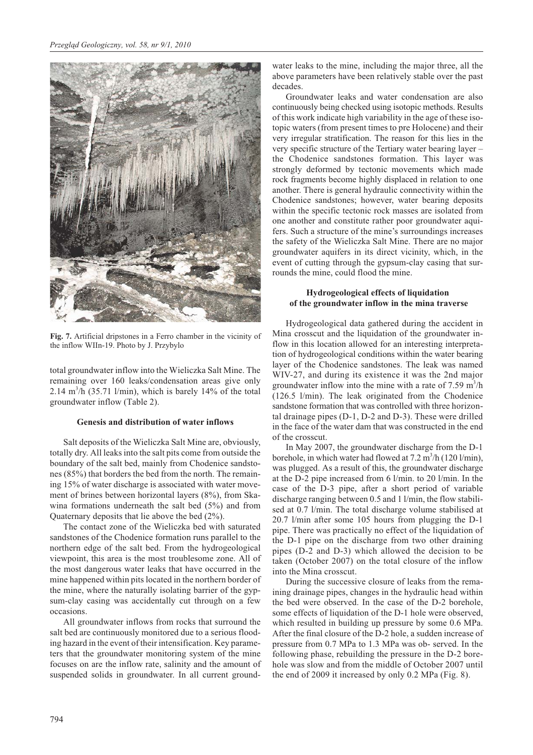Fig. 7. Artificial dripstones in a Ferro chamber in the vicinity of the inflow WIIn-19. Photo by J. Przybylo

total groundwater inflow into the Wieliczka Salt Mine. The remaining over 160 leaks/condensation areas give only 2.14 $m^3$/h (35.71 l/min), which is barely 14% of the total groundwater inflow (Table 2).

### Genesis and distribution of water inflows

Salt deposits of the Wieliczka Salt Mine are, obviously, totally dry. All leaks into the salt pits come from outside the boundary of the salt bed, mainly from Chodenice sandstones (85%) that borders the bed from the north. The remaining 15% of water discharge is associated with water movement of brines between horizontal layers (8%), from Skawina formations underneath the salt bed (5%) and from Quaternary deposits that lie above the bed (2%).

The contact zone of the Wieliczka bed with saturated sandstones of the Chodenice formation runs parallel to the northern edge of the salt bed. From the hydrogeological viewpoint, this area is the most troublesome zone. All of the most dangerous water leaks that have occurred in the mine happened within pits located in the northern border of the mine, where the naturally isolating barrier of the gypsum-clay casing was accidentally cut through on a few occasions.

All groundwater inflows from rocks that surround the salt bed are continuously monitored due to a serious flooding hazard in the event of their intensification. Key parameters that the groundwater monitoring system of the mine focuses on are the inflow rate, salinity and the amount of suspended solids in groundwater. In all current groundwater leaks to the mine, including the major three, all the above parameters have been relatively stable over the past decades.

Groundwater leaks and water condensation are also continuously being checked using isotopic methods. Results of this work indicate high variability in the age of these isotopic waters (from present times to pre Holocene) and their very irregular stratification. The reason for this lies in the very specific structure of the Tertiary water bearing layer – the Chodenice sandstones formation. This layer was strongly deformed by tectonic movements which made rock fragments become highly displaced in relation to one another. There is general hydraulic connectivity within the Chodenice sandstones; however, water bearing deposits within the specific tectonic rock masses are isolated from one another and constitute rather poor groundwater aquifers. Such a structure of the mine's surroundings increases the safety of the Wieliczka Salt Mine. There are no major groundwater aquifers in its direct vicinity, which, in the event of cutting through the gypsum-clay casing that surrounds the mine, could flood the mine.

### Hydrogeological effects of liquidation of the groundwater inflow in the mina traverse

Hydrogeological data gathered during the accident in Mina crosscut and the liquidation of the groundwater inflow in this location allowed for an interesting interpretation of hydrogeological conditions within the water bearing layer of the Chodenice sandstones. The leak was named WIV-27, and during its existence it was the 2nd major groundwater inflow into the mine with a rate of 7.59 $m^3$/h (126.5 l/min). The leak originated from the Chodenice sandstone formation that was controlled with three horizontal drainage pipes (D-1, D-2 and D-3). These were drilled in the face of the water dam that was constructed in the end of the crosscut.

In May 2007, the groundwater discharge from the D-1 borehole, in which water had flowed at 7.2 $m^3$/h (120 l/min), was plugged. As a result of this, the groundwater discharge at the D-2 pipe increased from 6 l/min. to 20 l/min. In the case of the D-3 pipe, after a short period of variable discharge ranging between 0.5 and 1 l/min, the flow stabilised at 0.7 l/min. The total discharge volume stabilised at 20.7 l/min after some 105 hours from plugging the D-1 pipe. There was practically no effect of the liquidation of the D-1 pipe on the discharge from two other draining pipes (D-2 and D-3) which allowed the decision to be taken (October 2007) on the total closure of the inflow into the Mina crosscut.

During the successive closure of leaks from the remaining drainage pipes, changes in the hydraulic head within the bed were observed. In the case of the D-2 borehole, some effects of liquidation of the D-1 hole were observed, which resulted in building up pressure by some 0.6 MPa. After the final closure of the D-2 hole, a sudden increase of pressure from 0.7 MPa to 1.3 MPa was ob- served. In the following phase, rebuilding the pressure in the D-2 borehole was slow and from the middle of October 2007 until the end of 2009 it increased by only 0.2 MPa (Fig. 8).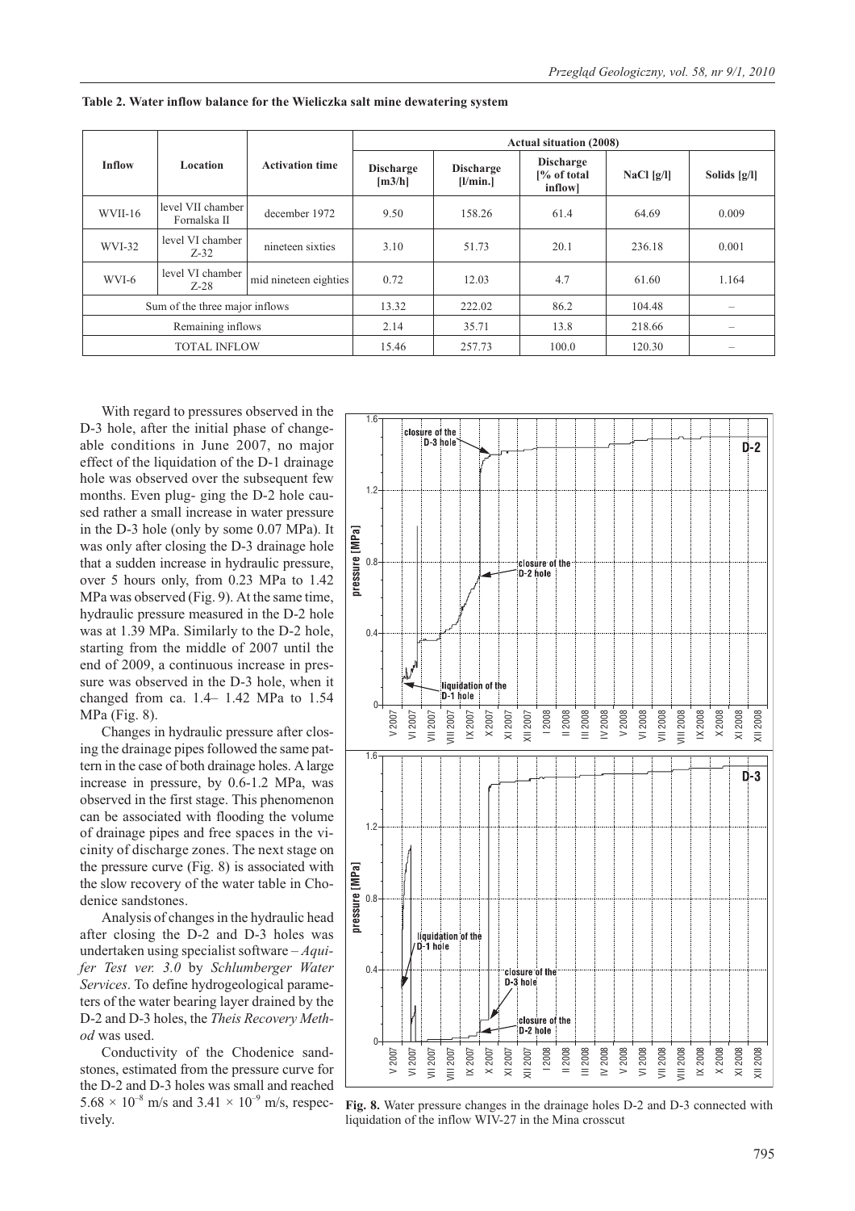**Table 2. Water inflow balance for the Wieliczka salt mine dewatering system**

| Inflow | Location | Activation time | Actual situation (2008) | | | | |
|---|---|---|---|---|---|---|---|
| | | | Discharge [m3/h] | Discharge [l/min.] | Discharge [% of total inflow] | NaCl [g/l] | Solids [g/l] |
| WVII-16 | level VII chamber Fornalska II | december 1972 | 9.50 | 158.26 | 61.4 | 64.69 | 0.009 |
| WVI-32 | level VI chamber Z-32 | nineteen sixties | 3.10 | 51.73 | 20.1 | 236.18 | 0.001 |
| WVI-6 | level VI chamber Z-28 | mid nineteen eighties | 0.72 | 12.03 | 4.7 | 61.60 | 1.164 |
| Sum of the three major inflows | | | 13.32 | 222.02 | 86.2 | 104.48 | – |
| Remaining inflows | | | 2.14 | 35.71 | 13.8 | 218.66 | – |
| TOTAL INFLOW | | | 15.46 | 257.73 | 100.0 | 120.30 | – |

With regard to pressures observed in the D-3 hole, after the initial phase of changeable conditions in June 2007, no major effect of the liquidation of the D-1 drainage hole was observed over the subsequent few months. Even plug- ging the D-2 hole caused rather a small increase in water pressure in the D-3 hole (only by some 0.07 MPa). It was only after closing the D-3 drainage hole that a sudden increase in hydraulic pressure, over 5 hours only, from 0.23 MPa to 1.42 MPa was observed (Fig. 9). At the same time, hydraulic pressure measured in the D-2 hole was at 1.39 MPa. Similarly to the D-2 hole, starting from the middle of 2007 until the end of 2009, a continuous increase in pressure was observed in the D-3 hole, when it changed from ca. 1.4– 1.42 MPa to 1.54 MPa (Fig. 8).

Changes in hydraulic pressure after closing the drainage pipes followed the same pattern in the case of both drainage holes. A large increase in pressure, by 0.6-1.2 MPa, was observed in the first stage. This phenomenon can be associated with flooding the volume of drainage pipes and free spaces in the vicinity of discharge zones. The next stage on the pressure curve (Fig. 8) is associated with the slow recovery of the water table in Chodenice sandstones.

Analysis of changes in the hydraulic head after closing the D-2 and D-3 holes was undertaken using specialist software – *Aquifer Test ver. 3.0* by *Schlumberger Water Services*. To define hydrogeological parameters of the water bearing layer drained by the D-2 and D-3 holes, the *Theis Recovery Method* was used.

Conductivity of the Chodenice sandstones, estimated from the pressure curve for the D-2 and D-3 holes was small and reached $5.68 \times 10^{-8}$ m/s and $3.41 \times 10^{-9}$ m/s, respectively.

**Fig. 8.** Water pressure changes in the drainage holes D-2 and D-3 connected with liquidation of the inflow WIV-27 in the Mina crosscut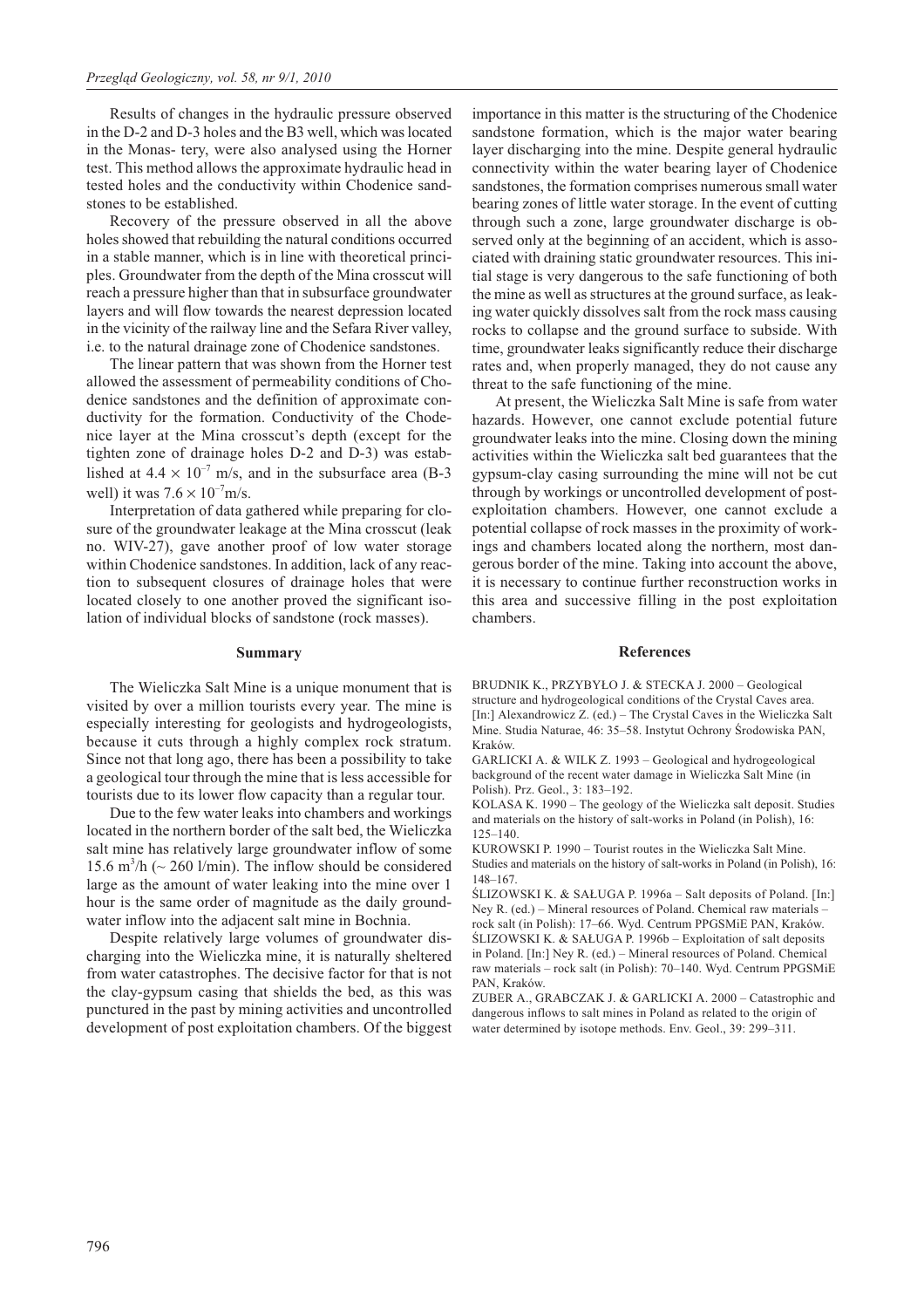Results of changes in the hydraulic pressure observed in the D-2 and D-3 holes and the B3 well, which was located in the Monas- tery, were also analysed using the Horner test. This method allows the approximate hydraulic head in tested holes and the conductivity within Chodenice sandstones to be established.

Recovery of the pressure observed in all the above holes showed that rebuilding the natural conditions occurred in a stable manner, which is in line with theoretical principles. Groundwater from the depth of the Mina crosscut will reach a pressure higher than that in subsurface groundwater layers and will flow towards the nearest depression located in the vicinity of the railway line and the Sefara River valley, i.e. to the natural drainage zone of Chodenice sandstones.

The linear pattern that was shown from the Horner test allowed the assessment of permeability conditions of Chodenice sandstones and the definition of approximate conductivity for the formation. Conductivity of the Chodenice layer at the Mina crosscut's depth (except for the tighten zone of drainage holes D-2 and D-3) was established at $4.4 \times 10^{-7}$ m/s, and in the subsurface area (B-3 well) it was $7.6 \times 10^{-7}$m/s.

Interpretation of data gathered while preparing for closure of the groundwater leakage at the Mina crosscut (leak no. WIV-27), gave another proof of low water storage within Chodenice sandstones. In addition, lack of any reaction to subsequent closures of drainage holes that were located closely to one another proved the significant isolation of individual blocks of sandstone (rock masses).

## Summary

The Wieliczka Salt Mine is a unique monument that is visited by over a million tourists every year. The mine is especially interesting for geologists and hydrogeologists, because it cuts through a highly complex rock stratum. Since not that long ago, there has been a possibility to take a geological tour through the mine that is less accessible for tourists due to its lower flow capacity than a regular tour.

Due to the few water leaks into chambers and workings located in the northern border of the salt bed, the Wieliczka salt mine has relatively large groundwater inflow of some 15.6 $m^3$/h (~ 260 l/min). The inflow should be considered large as the amount of water leaking into the mine over 1 hour is the same order of magnitude as the daily groundwater inflow into the adjacent salt mine in Bochnia.

Despite relatively large volumes of groundwater discharging into the Wieliczka mine, it is naturally sheltered from water catastrophes. The decisive factor for that is not the clay-gypsum casing that shields the bed, as this was punctured in the past by mining activities and uncontrolled development of post exploitation chambers. Of the biggest importance in this matter is the structuring of the Chodenice sandstone formation, which is the major water bearing layer discharging into the mine. Despite general hydraulic connectivity within the water bearing layer of Chodenice sandstones, the formation comprises numerous small water bearing zones of little water storage. In the event of cutting through such a zone, large groundwater discharge is observed only at the beginning of an accident, which is associated with draining static groundwater resources. This initial stage is very dangerous to the safe functioning of both the mine as well as structures at the ground surface, as leaking water quickly dissolves salt from the rock mass causing rocks to collapse and the ground surface to subside. With time, groundwater leaks significantly reduce their discharge rates and, when properly managed, they do not cause any threat to the safe functioning of the mine.

At present, the Wieliczka Salt Mine is safe from water hazards. However, one cannot exclude potential future groundwater leaks into the mine. Closing down the mining activities within the Wieliczka salt bed guarantees that the gypsum-clay casing surrounding the mine will not be cut through by workings or uncontrolled development of post-exploitation chambers. However, one cannot exclude a potential collapse of rock masses in the proximity of workings and chambers located along the northern, most dangerous border of the mine. Taking into account the above, it is necessary to continue further reconstruction works in this area and successive filling in the post exploitation chambers.

## References

BRUDNIK K., PRZYBYŁO J. & STECKA J. 2000 – Geological structure and hydrogeological conditions of the Crystal Caves area. [In:] Alexandrowicz Z. (ed.) – The Crystal Caves in the Wieliczka Salt Mine. Studia Naturae, 46: 35–58. Instytut Ochrony Środowiska PAN, Kraków.

GARLICKI A. & WILK Z. 1993 – Geological and hydrogeological background of the recent water damage in Wieliczka Salt Mine (in Polish). Prz. Geol., 3: 183–192.

KOLASA K. 1990 – The geology of the Wieliczka salt deposit. Studies and materials on the history of salt-works in Poland (in Polish), 16: 125–140.

KUROWSKI P. 1990 – Tourist routes in the Wieliczka Salt Mine. Studies and materials on the history of salt-works in Poland (in Polish), 16: 148–167.

ŚLIZOWSKI K. & SAŁUGA P. 1996a – Salt deposits of Poland. [In:] Ney R. (ed.) – Mineral resources of Poland. Chemical raw materials – rock salt (in Polish): 17–66. Wyd. Centrum PPGSMiE PAN, Kraków.

ŚLIZOWSKI K. & SAŁUGA P. 1996b – Exploitation of salt deposits in Poland. [In:] Ney R. (ed.) – Mineral resources of Poland. Chemical raw materials – rock salt (in Polish): 70–140. Wyd. Centrum PPGSMiE PAN, Kraków.

ZUBER A., GRABCZAK J. & GARLICKI A. 2000 – Catastrophic and dangerous inflows to salt mines in Poland as related to the origin of water determined by isotope methods. Env. Geol., 39: 299–311.